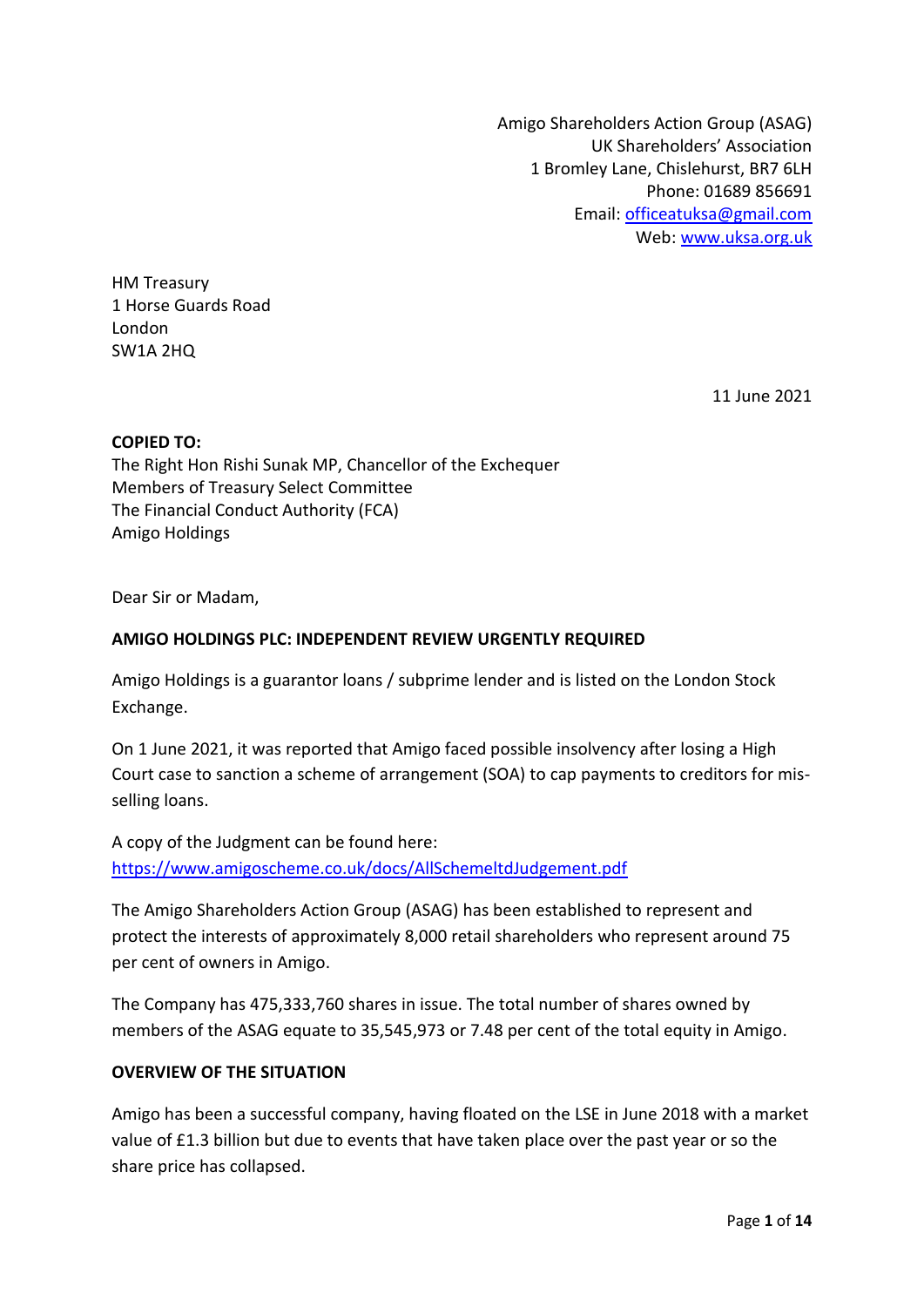Amigo Shareholders Action Group (ASAG)
UK Shareholders' Association
1 Bromley Lane, Chislehurst, BR7 6LH
Phone: 01689 856691
Email: officeatuksa@gmail.com
Web: www.uksa.org.uk

HM Treasury
1 Horse Guards Road
London
SW1A 2HQ

11 June 2021

**COPIED TO:**
The Right Hon Rishi Sunak MP, Chancellor of the Exchequer
Members of Treasury Select Committee
The Financial Conduct Authority (FCA)
Amigo Holdings

Dear Sir or Madam,

**AMIGO HOLDINGS PLC: INDEPENDENT REVIEW URGENTLY REQUIRED**

Amigo Holdings is a guarantor loans / subprime lender and is listed on the London Stock Exchange.

On 1 June 2021, it was reported that Amigo faced possible insolvency after losing a High Court case to sanction a scheme of arrangement (SOA) to cap payments to creditors for mis-selling loans.

A copy of the Judgment can be found here:
https://www.amigoscheme.co.uk/docs/AllSchemeltdJudgement.pdf

The Amigo Shareholders Action Group (ASAG) has been established to represent and protect the interests of approximately 8,000 retail shareholders who represent around 75 per cent of owners in Amigo.

The Company has 475,333,760 shares in issue. The total number of shares owned by members of the ASAG equate to 35,545,973 or 7.48 per cent of the total equity in Amigo.

**OVERVIEW OF THE SITUATION**

Amigo has been a successful company, having floated on the LSE in June 2018 with a market value of £1.3 billion but due to events that have taken place over the past year or so the share price has collapsed.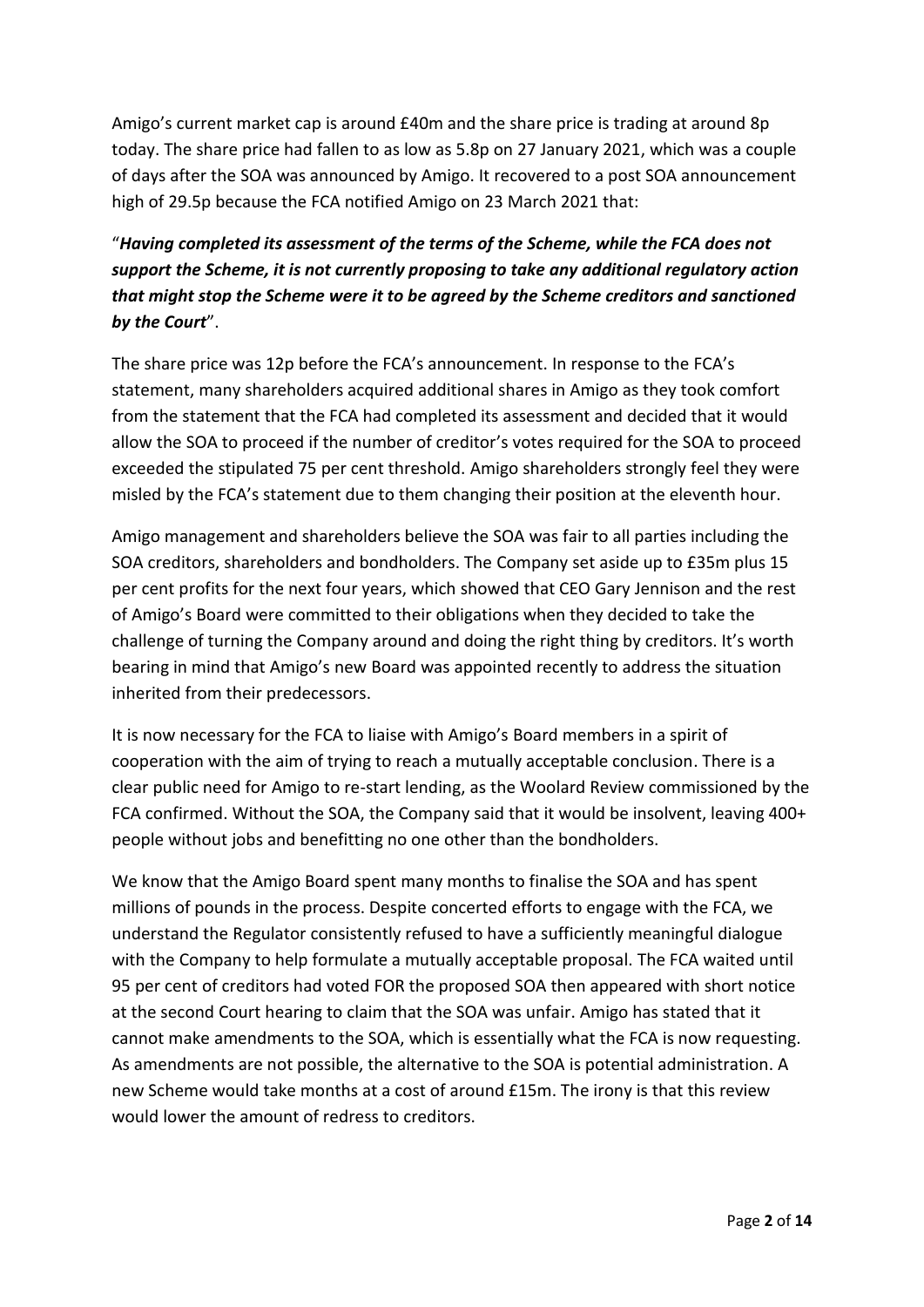Amigo's current market cap is around £40m and the share price is trading at around 8p today. The share price had fallen to as low as 5.8p on 27 January 2021, which was a couple of days after the SOA was announced by Amigo. It recovered to a post SOA announcement high of 29.5p because the FCA notified Amigo on 23 March 2021 that:

"***Having completed its assessment of the terms of the Scheme, while the FCA does not support the Scheme, it is not currently proposing to take any additional regulatory action that might stop the Scheme were it to be agreed by the Scheme creditors and sanctioned by the Court***".

The share price was 12p before the FCA's announcement. In response to the FCA's statement, many shareholders acquired additional shares in Amigo as they took comfort from the statement that the FCA had completed its assessment and decided that it would allow the SOA to proceed if the number of creditor's votes required for the SOA to proceed exceeded the stipulated 75 per cent threshold. Amigo shareholders strongly feel they were misled by the FCA's statement due to them changing their position at the eleventh hour.

Amigo management and shareholders believe the SOA was fair to all parties including the SOA creditors, shareholders and bondholders. The Company set aside up to £35m plus 15 per cent profits for the next four years, which showed that CEO Gary Jennison and the rest of Amigo's Board were committed to their obligations when they decided to take the challenge of turning the Company around and doing the right thing by creditors. It's worth bearing in mind that Amigo's new Board was appointed recently to address the situation inherited from their predecessors.

It is now necessary for the FCA to liaise with Amigo's Board members in a spirit of cooperation with the aim of trying to reach a mutually acceptable conclusion. There is a clear public need for Amigo to re-start lending, as the Woolard Review commissioned by the FCA confirmed. Without the SOA, the Company said that it would be insolvent, leaving 400+ people without jobs and benefitting no one other than the bondholders.

We know that the Amigo Board spent many months to finalise the SOA and has spent millions of pounds in the process. Despite concerted efforts to engage with the FCA, we understand the Regulator consistently refused to have a sufficiently meaningful dialogue with the Company to help formulate a mutually acceptable proposal. The FCA waited until 95 per cent of creditors had voted FOR the proposed SOA then appeared with short notice at the second Court hearing to claim that the SOA was unfair. Amigo has stated that it cannot make amendments to the SOA, which is essentially what the FCA is now requesting. As amendments are not possible, the alternative to the SOA is potential administration. A new Scheme would take months at a cost of around £15m. The irony is that this review would lower the amount of redress to creditors.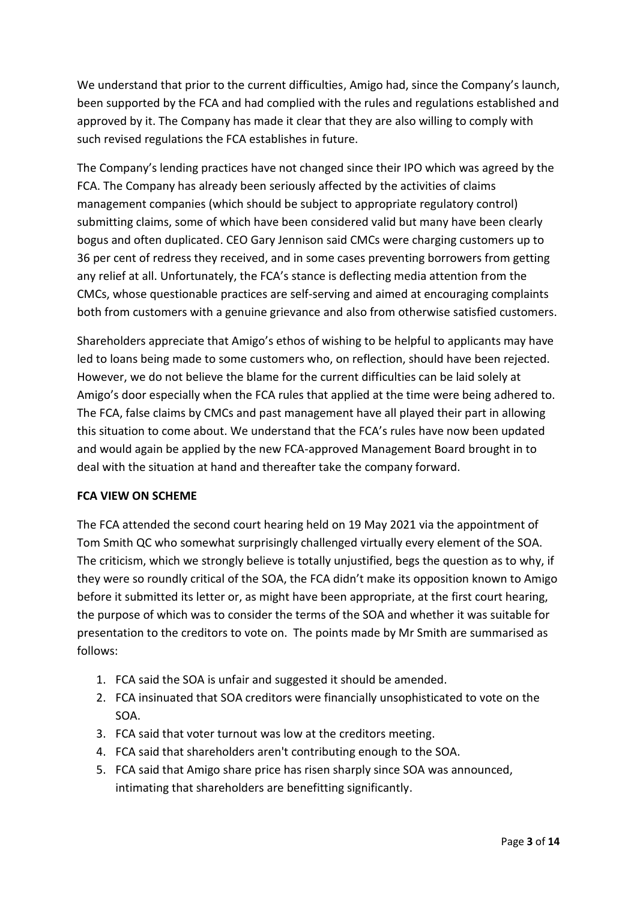We understand that prior to the current difficulties, Amigo had, since the Company's launch, been supported by the FCA and had complied with the rules and regulations established and approved by it. The Company has made it clear that they are also willing to comply with such revised regulations the FCA establishes in future.

The Company's lending practices have not changed since their IPO which was agreed by the FCA. The Company has already been seriously affected by the activities of claims management companies (which should be subject to appropriate regulatory control) submitting claims, some of which have been considered valid but many have been clearly bogus and often duplicated. CEO Gary Jennison said CMCs were charging customers up to 36 per cent of redress they received, and in some cases preventing borrowers from getting any relief at all. Unfortunately, the FCA's stance is deflecting media attention from the CMCs, whose questionable practices are self-serving and aimed at encouraging complaints both from customers with a genuine grievance and also from otherwise satisfied customers.

Shareholders appreciate that Amigo's ethos of wishing to be helpful to applicants may have led to loans being made to some customers who, on reflection, should have been rejected. However, we do not believe the blame for the current difficulties can be laid solely at Amigo's door especially when the FCA rules that applied at the time were being adhered to. The FCA, false claims by CMCs and past management have all played their part in allowing this situation to come about. We understand that the FCA's rules have now been updated and would again be applied by the new FCA-approved Management Board brought in to deal with the situation at hand and thereafter take the company forward.

**FCA VIEW ON SCHEME**

The FCA attended the second court hearing held on 19 May 2021 via the appointment of Tom Smith QC who somewhat surprisingly challenged virtually every element of the SOA. The criticism, which we strongly believe is totally unjustified, begs the question as to why, if they were so roundly critical of the SOA, the FCA didn't make its opposition known to Amigo before it submitted its letter or, as might have been appropriate, at the first court hearing, the purpose of which was to consider the terms of the SOA and whether it was suitable for presentation to the creditors to vote on. The points made by Mr Smith are summarised as follows:

1. FCA said the SOA is unfair and suggested it should be amended.
2. FCA insinuated that SOA creditors were financially unsophisticated to vote on the SOA.
3. FCA said that voter turnout was low at the creditors meeting.
4. FCA said that shareholders aren't contributing enough to the SOA.
5. FCA said that Amigo share price has risen sharply since SOA was announced, intimating that shareholders are benefitting significantly.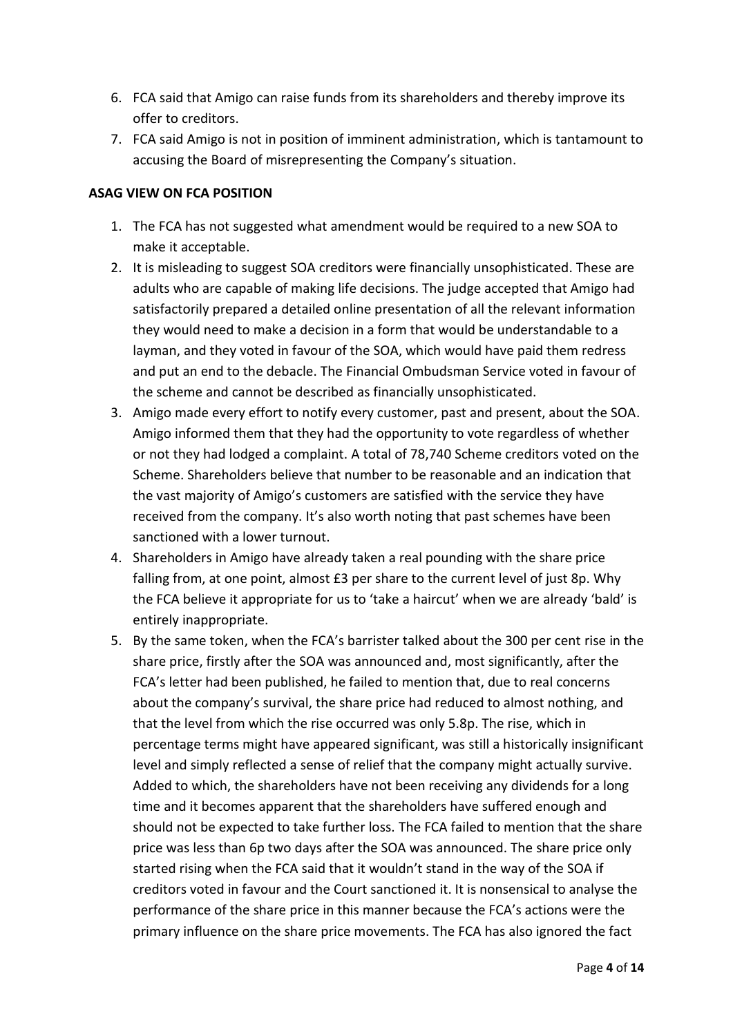6. FCA said that Amigo can raise funds from its shareholders and thereby improve its offer to creditors.
7. FCA said Amigo is not in position of imminent administration, which is tantamount to accusing the Board of misrepresenting the Company's situation.

**ASAG VIEW ON FCA POSITION**

1. The FCA has not suggested what amendment would be required to a new SOA to make it acceptable.
2. It is misleading to suggest SOA creditors were financially unsophisticated. These are adults who are capable of making life decisions. The judge accepted that Amigo had satisfactorily prepared a detailed online presentation of all the relevant information they would need to make a decision in a form that would be understandable to a layman, and they voted in favour of the SOA, which would have paid them redress and put an end to the debacle. The Financial Ombudsman Service voted in favour of the scheme and cannot be described as financially unsophisticated.
3. Amigo made every effort to notify every customer, past and present, about the SOA. Amigo informed them that they had the opportunity to vote regardless of whether or not they had lodged a complaint. A total of 78,740 Scheme creditors voted on the Scheme. Shareholders believe that number to be reasonable and an indication that the vast majority of Amigo's customers are satisfied with the service they have received from the company. It's also worth noting that past schemes have been sanctioned with a lower turnout.
4. Shareholders in Amigo have already taken a real pounding with the share price falling from, at one point, almost £3 per share to the current level of just 8p. Why the FCA believe it appropriate for us to 'take a haircut' when we are already 'bald' is entirely inappropriate.
5. By the same token, when the FCA's barrister talked about the 300 per cent rise in the share price, firstly after the SOA was announced and, most significantly, after the FCA's letter had been published, he failed to mention that, due to real concerns about the company's survival, the share price had reduced to almost nothing, and that the level from which the rise occurred was only 5.8p. The rise, which in percentage terms might have appeared significant, was still a historically insignificant level and simply reflected a sense of relief that the company might actually survive. Added to which, the shareholders have not been receiving any dividends for a long time and it becomes apparent that the shareholders have suffered enough and should not be expected to take further loss. The FCA failed to mention that the share price was less than 6p two days after the SOA was announced. The share price only started rising when the FCA said that it wouldn't stand in the way of the SOA if creditors voted in favour and the Court sanctioned it. It is nonsensical to analyse the performance of the share price in this manner because the FCA's actions were the primary influence on the share price movements. The FCA has also ignored the fact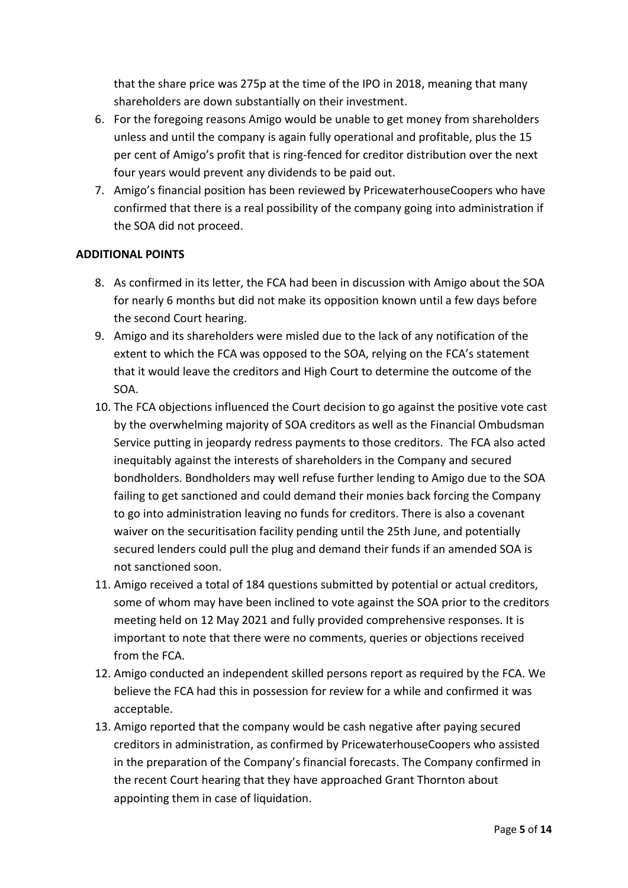that the share price was 275p at the time of the IPO in 2018, meaning that many shareholders are down substantially on their investment.

6. For the foregoing reasons Amigo would be unable to get money from shareholders unless and until the company is again fully operational and profitable, plus the 15 per cent of Amigo's profit that is ring-fenced for creditor distribution over the next four years would prevent any dividends to be paid out.
7. Amigo's financial position has been reviewed by PricewaterhouseCoopers who have confirmed that there is a real possibility of the company going into administration if the SOA did not proceed.

**ADDITIONAL POINTS**

8. As confirmed in its letter, the FCA had been in discussion with Amigo about the SOA for nearly 6 months but did not make its opposition known until a few days before the second Court hearing.
9. Amigo and its shareholders were misled due to the lack of any notification of the extent to which the FCA was opposed to the SOA, relying on the FCA's statement that it would leave the creditors and High Court to determine the outcome of the SOA.
10. The FCA objections influenced the Court decision to go against the positive vote cast by the overwhelming majority of SOA creditors as well as the Financial Ombudsman Service putting in jeopardy redress payments to those creditors. The FCA also acted inequitably against the interests of shareholders in the Company and secured bondholders. Bondholders may well refuse further lending to Amigo due to the SOA failing to get sanctioned and could demand their monies back forcing the Company to go into administration leaving no funds for creditors. There is also a covenant waiver on the securitisation facility pending until the 25th June, and potentially secured lenders could pull the plug and demand their funds if an amended SOA is not sanctioned soon.
11. Amigo received a total of 184 questions submitted by potential or actual creditors, some of whom may have been inclined to vote against the SOA prior to the creditors meeting held on 12 May 2021 and fully provided comprehensive responses. It is important to note that there were no comments, queries or objections received from the FCA.
12. Amigo conducted an independent skilled persons report as required by the FCA. We believe the FCA had this in possession for review for a while and confirmed it was acceptable.
13. Amigo reported that the company would be cash negative after paying secured creditors in administration, as confirmed by PricewaterhouseCoopers who assisted in the preparation of the Company's financial forecasts. The Company confirmed in the recent Court hearing that they have approached Grant Thornton about appointing them in case of liquidation.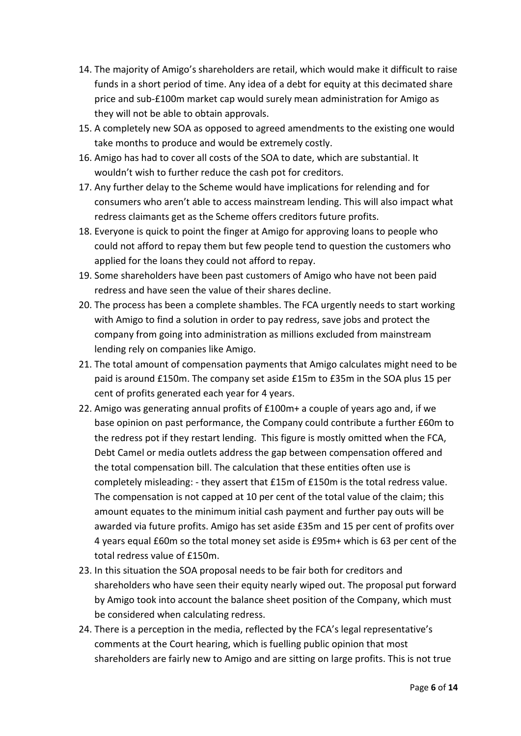14. The majority of Amigo's shareholders are retail, which would make it difficult to raise funds in a short period of time. Any idea of a debt for equity at this decimated share price and sub-£100m market cap would surely mean administration for Amigo as they will not be able to obtain approvals.
15. A completely new SOA as opposed to agreed amendments to the existing one would take months to produce and would be extremely costly.
16. Amigo has had to cover all costs of the SOA to date, which are substantial. It wouldn't wish to further reduce the cash pot for creditors.
17. Any further delay to the Scheme would have implications for relending and for consumers who aren't able to access mainstream lending. This will also impact what redress claimants get as the Scheme offers creditors future profits.
18. Everyone is quick to point the finger at Amigo for approving loans to people who could not afford to repay them but few people tend to question the customers who applied for the loans they could not afford to repay.
19. Some shareholders have been past customers of Amigo who have not been paid redress and have seen the value of their shares decline.
20. The process has been a complete shambles. The FCA urgently needs to start working with Amigo to find a solution in order to pay redress, save jobs and protect the company from going into administration as millions excluded from mainstream lending rely on companies like Amigo.
21. The total amount of compensation payments that Amigo calculates might need to be paid is around £150m. The company set aside £15m to £35m in the SOA plus 15 per cent of profits generated each year for 4 years.
22. Amigo was generating annual profits of £100m+ a couple of years ago and, if we base opinion on past performance, the Company could contribute a further £60m to the redress pot if they restart lending. This figure is mostly omitted when the FCA, Debt Camel or media outlets address the gap between compensation offered and the total compensation bill. The calculation that these entities often use is completely misleading: - they assert that £15m of £150m is the total redress value. The compensation is not capped at 10 per cent of the total value of the claim; this amount equates to the minimum initial cash payment and further pay outs will be awarded via future profits. Amigo has set aside £35m and 15 per cent of profits over 4 years equal £60m so the total money set aside is £95m+ which is 63 per cent of the total redress value of £150m.
23. In this situation the SOA proposal needs to be fair both for creditors and shareholders who have seen their equity nearly wiped out. The proposal put forward by Amigo took into account the balance sheet position of the Company, which must be considered when calculating redress.
24. There is a perception in the media, reflected by the FCA's legal representative's comments at the Court hearing, which is fuelling public opinion that most shareholders are fairly new to Amigo and are sitting on large profits. This is not true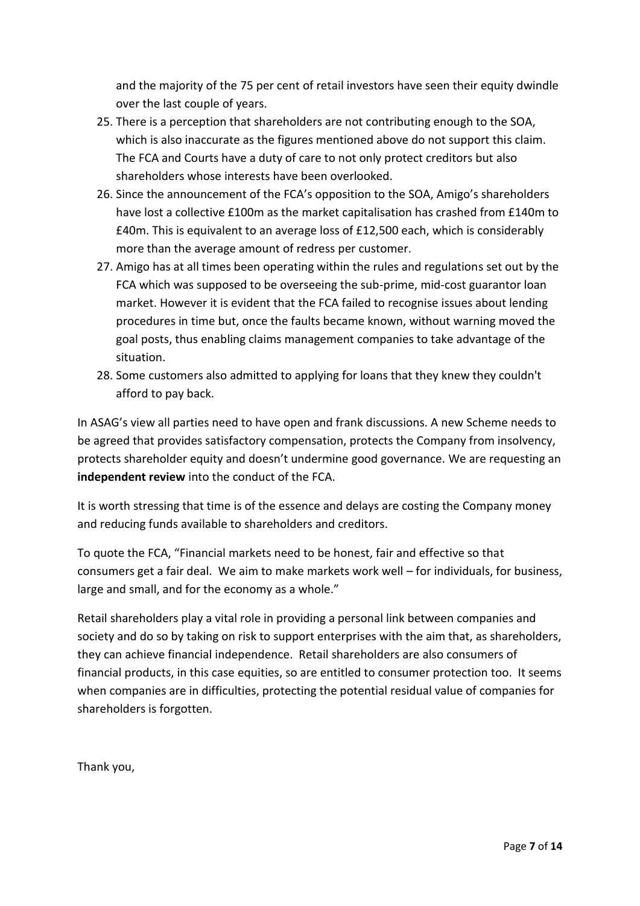and the majority of the 75 per cent of retail investors have seen their equity dwindle over the last couple of years.

25. There is a perception that shareholders are not contributing enough to the SOA, which is also inaccurate as the figures mentioned above do not support this claim. The FCA and Courts have a duty of care to not only protect creditors but also shareholders whose interests have been overlooked.
26. Since the announcement of the FCA's opposition to the SOA, Amigo's shareholders have lost a collective £100m as the market capitalisation has crashed from £140m to £40m. This is equivalent to an average loss of £12,500 each, which is considerably more than the average amount of redress per customer.
27. Amigo has at all times been operating within the rules and regulations set out by the FCA which was supposed to be overseeing the sub-prime, mid-cost guarantor loan market. However it is evident that the FCA failed to recognise issues about lending procedures in time but, once the faults became known, without warning moved the goal posts, thus enabling claims management companies to take advantage of the situation.
28. Some customers also admitted to applying for loans that they knew they couldn't afford to pay back.

In ASAG's view all parties need to have open and frank discussions. A new Scheme needs to be agreed that provides satisfactory compensation, protects the Company from insolvency, protects shareholder equity and doesn't undermine good governance. We are requesting an **independent review** into the conduct of the FCA.

It is worth stressing that time is of the essence and delays are costing the Company money and reducing funds available to shareholders and creditors.

To quote the FCA, "Financial markets need to be honest, fair and effective so that consumers get a fair deal. We aim to make markets work well – for individuals, for business, large and small, and for the economy as a whole."

Retail shareholders play a vital role in providing a personal link between companies and society and do so by taking on risk to support enterprises with the aim that, as shareholders, they can achieve financial independence. Retail shareholders are also consumers of financial products, in this case equities, so are entitled to consumer protection too. It seems when companies are in difficulties, protecting the potential residual value of companies for shareholders is forgotten.

Thank you,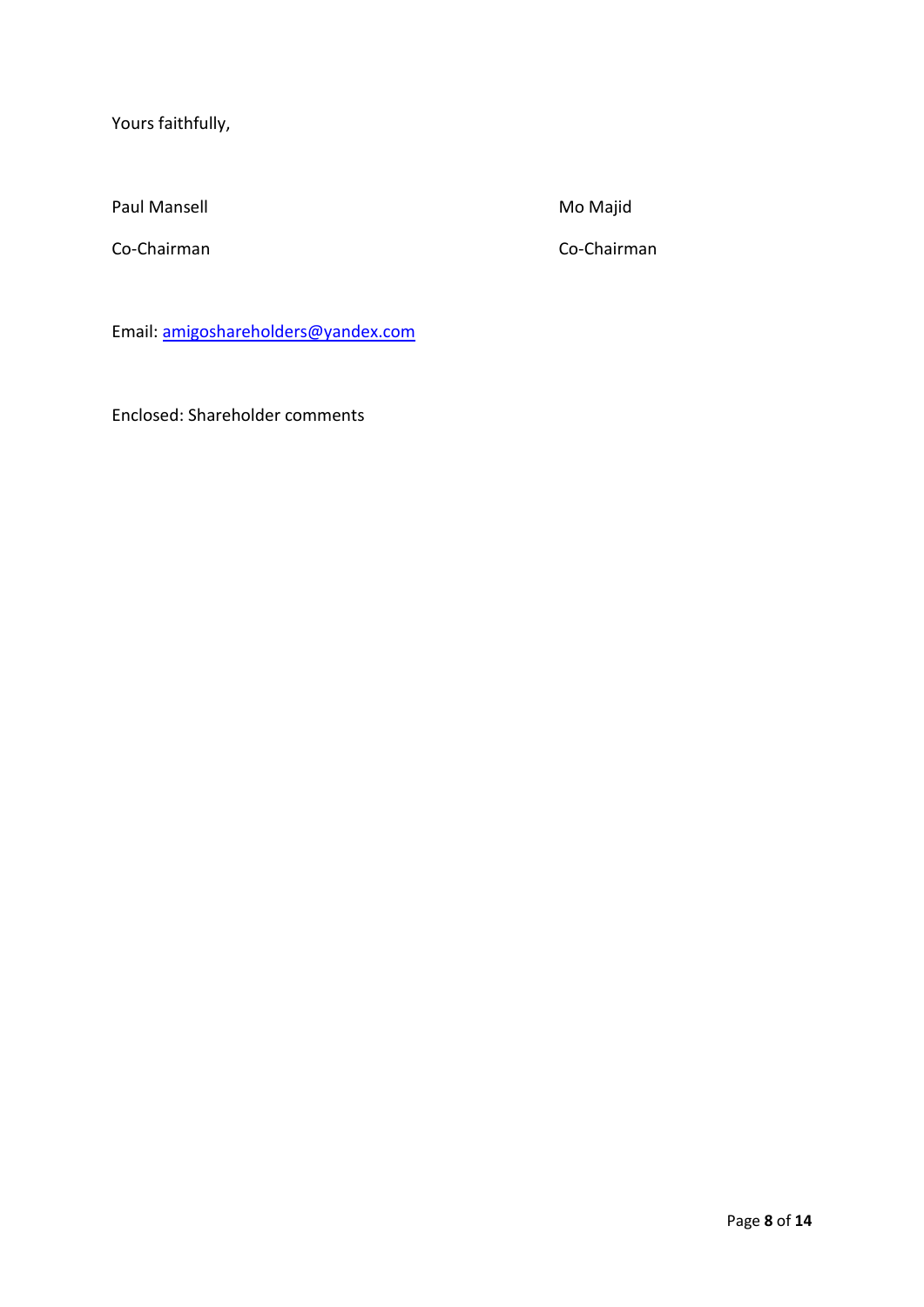Yours faithfully,

| Paul Mansell | Mo Majid |
| --- | --- |
| Co-Chairman | Co-Chairman |

Email: amigoshareholders@yandex.com

Enclosed: Shareholder comments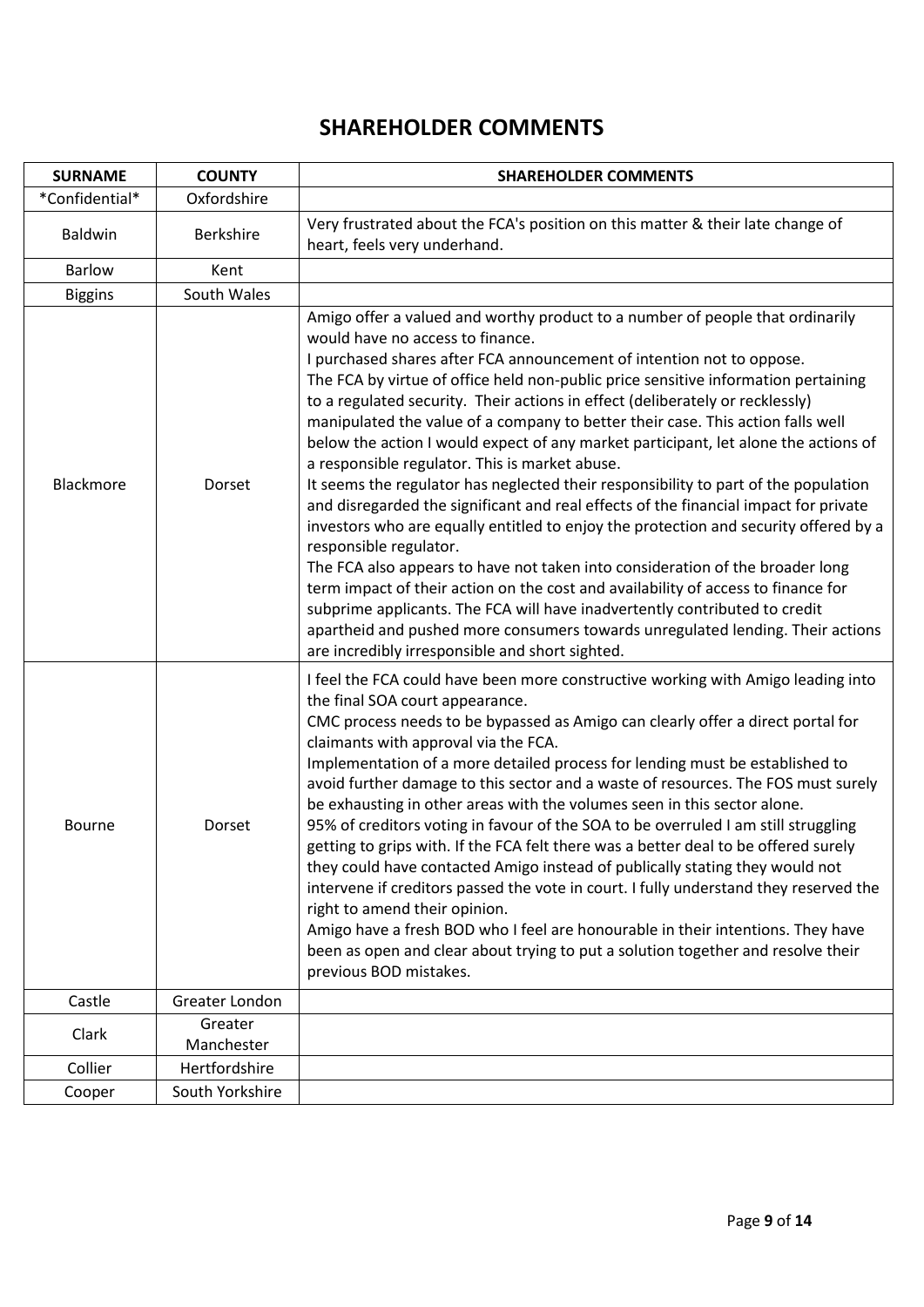# SHAREHOLDER COMMENTS

| SURNAME | COUNTY | SHAREHOLDER COMMENTS |
|---|---|---|
| *Confidential* | Oxfordshire | |
| Baldwin | Berkshire | Very frustrated about the FCA's position on this matter & their late change of heart, feels very underhand. |
| Barlow | Kent | |
| Biggins | South Wales | |
| Blackmore | Dorset | Amigo offer a valued and worthy product to a number of people that ordinarily would have no access to finance.<br>I purchased shares after FCA announcement of intention not to oppose.<br>The FCA by virtue of office held non-public price sensitive information pertaining to a regulated security. Their actions in effect (deliberately or recklessly) manipulated the value of a company to better their case. This action falls well below the action I would expect of any market participant, let alone the actions of a responsible regulator. This is market abuse.<br>It seems the regulator has neglected their responsibility to part of the population and disregarded the significant and real effects of the financial impact for private investors who are equally entitled to enjoy the protection and security offered by a responsible regulator.<br>The FCA also appears to have not taken into consideration of the broader long term impact of their action on the cost and availability of access to finance for subprime applicants. The FCA will have inadvertently contributed to credit apartheid and pushed more consumers towards unregulated lending. Their actions are incredibly irresponsible and short sighted. |
| Bourne | Dorset | I feel the FCA could have been more constructive working with Amigo leading into the final SOA court appearance.<br>CMC process needs to be bypassed as Amigo can clearly offer a direct portal for claimants with approval via the FCA.<br>Implementation of a more detailed process for lending must be established to avoid further damage to this sector and a waste of resources. The FOS must surely be exhausting in other areas with the volumes seen in this sector alone.<br>95% of creditors voting in favour of the SOA to be overruled I am still struggling getting to grips with. If the FCA felt there was a better deal to be offered surely they could have contacted Amigo instead of publically stating they would not intervene if creditors passed the vote in court. I fully understand they reserved the right to amend their opinion.<br>Amigo have a fresh BOD who I feel are honourable in their intentions. They have been as open and clear about trying to put a solution together and resolve their previous BOD mistakes. |
| Castle | Greater London | |
| Clark | Greater Manchester | |
| Collier | Hertfordshire | |
| Cooper | South Yorkshire | |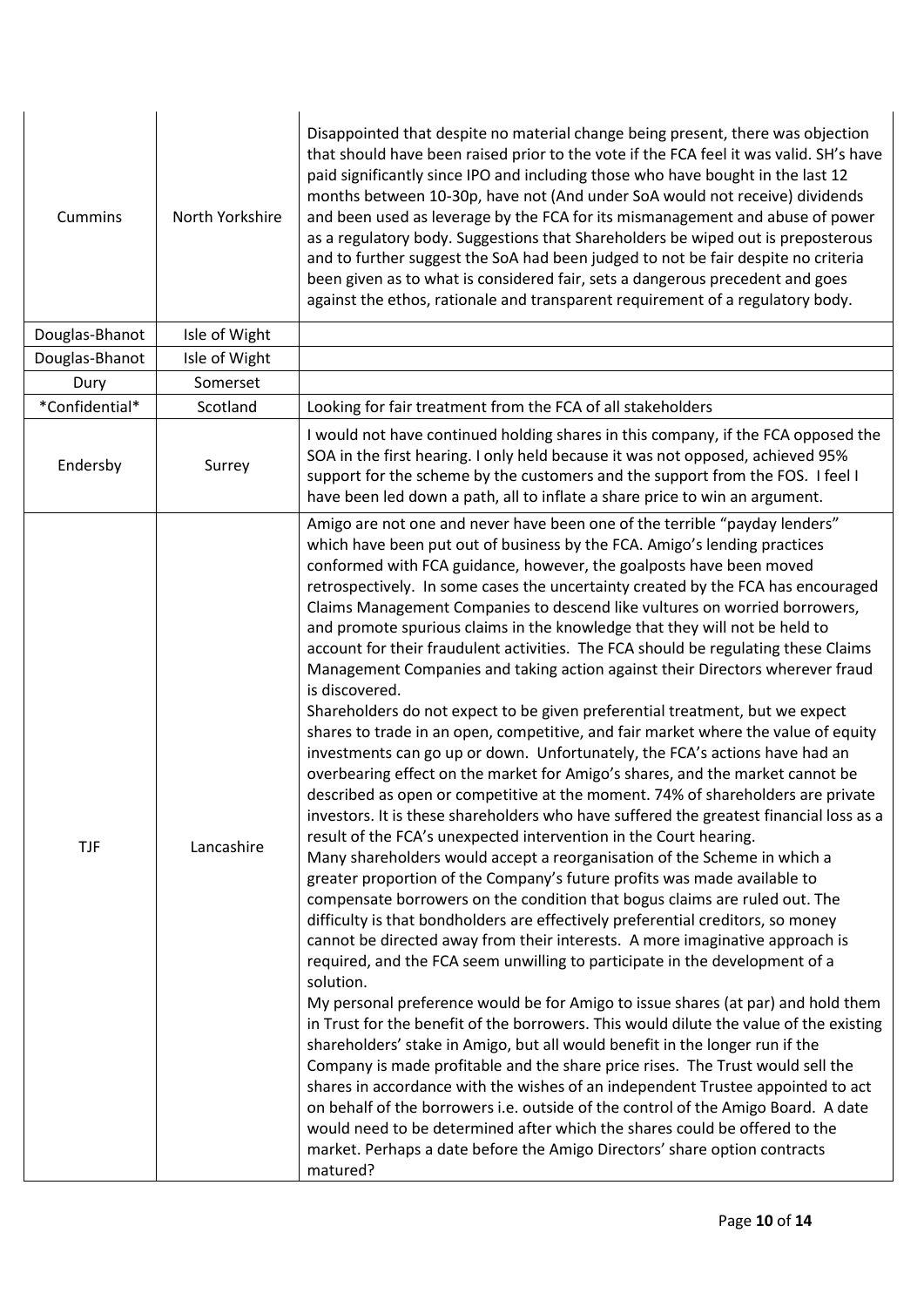| | | |
|---|---|---|
| Cummins | North Yorkshire | Disappointed that despite no material change being present, there was objection that should have been raised prior to the vote if the FCA feel it was valid. SH's have paid significantly since IPO and including those who have bought in the last 12 months between 10-30p, have not (And under SoA would not receive) dividends and been used as leverage by the FCA for its mismanagement and abuse of power as a regulatory body. Suggestions that Shareholders be wiped out is preposterous and to further suggest the SoA had been judged to not be fair despite no criteria been given as to what is considered fair, sets a dangerous precedent and goes against the ethos, rationale and transparent requirement of a regulatory body. |
| Douglas-Bhanot | Isle of Wight | |
| Douglas-Bhanot | Isle of Wight | |
| Dury | Somerset | |
| *Confidential* | Scotland | Looking for fair treatment from the FCA of all stakeholders |
| Endersby | Surrey | I would not have continued holding shares in this company, if the FCA opposed the SOA in the first hearing. I only held because it was not opposed, achieved 95% support for the scheme by the customers and the support from the FOS. I feel I have been led down a path, all to inflate a share price to win an argument. |
| TJF | Lancashire | Amigo are not one and never have been one of the terrible "payday lenders" which have been put out of business by the FCA. Amigo's lending practices conformed with FCA guidance, however, the goalposts have been moved retrospectively. In some cases the uncertainty created by the FCA has encouraged Claims Management Companies to descend like vultures on worried borrowers, and promote spurious claims in the knowledge that they will not be held to account for their fraudulent activities. The FCA should be regulating these Claims Management Companies and taking action against their Directors wherever fraud is discovered.<br>Shareholders do not expect to be given preferential treatment, but we expect shares to trade in an open, competitive, and fair market where the value of equity investments can go up or down. Unfortunately, the FCA's actions have had an overbearing effect on the market for Amigo's shares, and the market cannot be described as open or competitive at the moment. 74% of shareholders are private investors. It is these shareholders who have suffered the greatest financial loss as a result of the FCA's unexpected intervention in the Court hearing.<br>Many shareholders would accept a reorganisation of the Scheme in which a greater proportion of the Company's future profits was made available to compensate borrowers on the condition that bogus claims are ruled out. The difficulty is that bondholders are effectively preferential creditors, so money cannot be directed away from their interests. A more imaginative approach is required, and the FCA seem unwilling to participate in the development of a solution.<br>My personal preference would be for Amigo to issue shares (at par) and hold them in Trust for the benefit of the borrowers. This would dilute the value of the existing shareholders' stake in Amigo, but all would benefit in the longer run if the Company is made profitable and the share price rises. The Trust would sell the shares in accordance with the wishes of an independent Trustee appointed to act on behalf of the borrowers i.e. outside of the control of the Amigo Board. A date would need to be determined after which the shares could be offered to the market. Perhaps a date before the Amigo Directors' share option contracts matured? |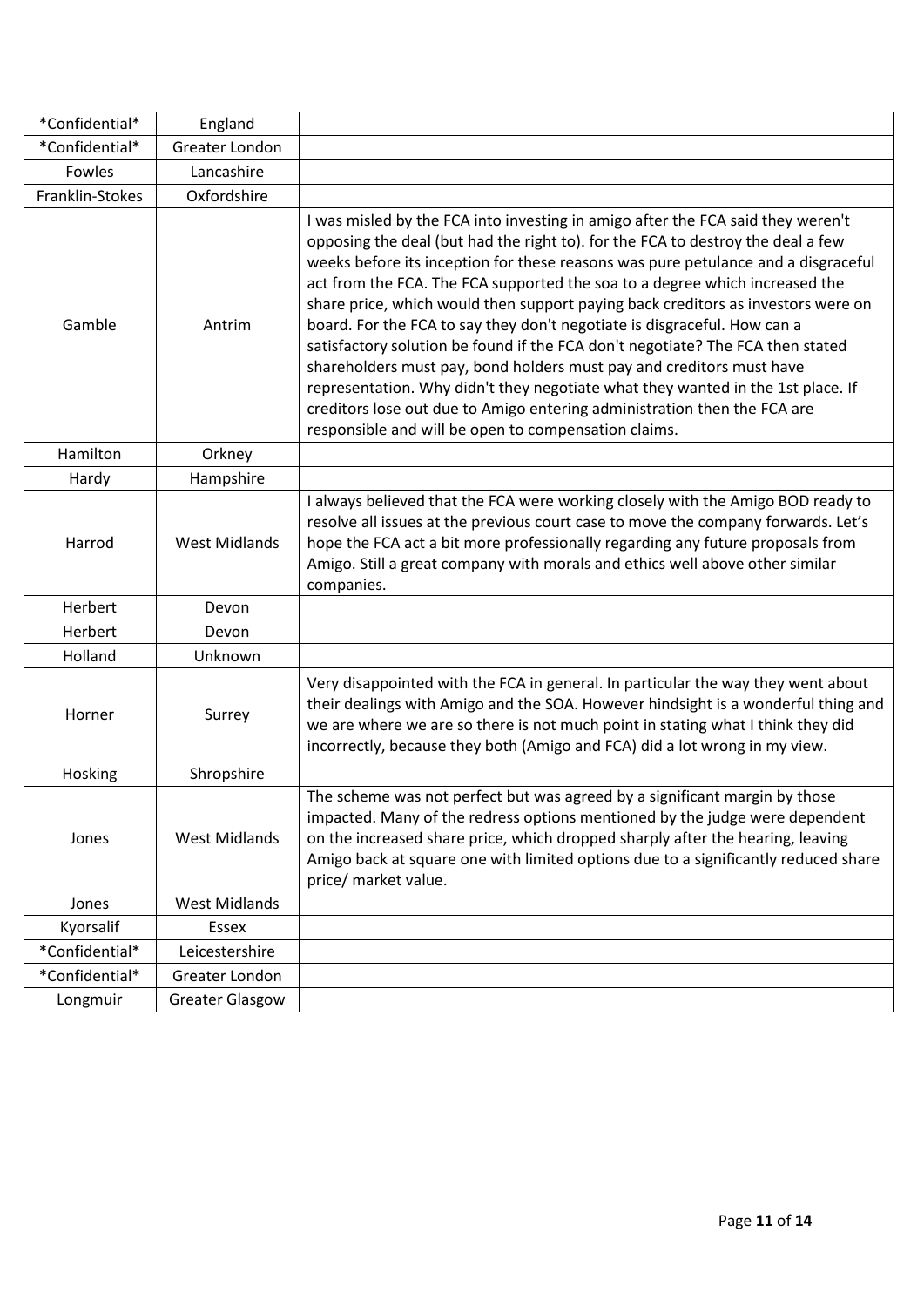| | | |
|---|---|---|
| *Confidential* | England | |
| *Confidential* | Greater London | |
| Fowles | Lancashire | |
| Franklin-Stokes | Oxfordshire | |
| Gamble | Antrim | I was misled by the FCA into investing in amigo after the FCA said they weren't opposing the deal (but had the right to). for the FCA to destroy the deal a few weeks before its inception for these reasons was pure petulance and a disgraceful act from the FCA. The FCA supported the soa to a degree which increased the share price, which would then support paying back creditors as investors were on board. For the FCA to say they don't negotiate is disgraceful. How can a satisfactory solution be found if the FCA don't negotiate? The FCA then stated shareholders must pay, bond holders must pay and creditors must have representation. Why didn't they negotiate what they wanted in the 1st place. If creditors lose out due to Amigo entering administration then the FCA are responsible and will be open to compensation claims. |
| Hamilton | Orkney | |
| Hardy | Hampshire | |
| Harrod | West Midlands | I always believed that the FCA were working closely with the Amigo BOD ready to resolve all issues at the previous court case to move the company forwards. Let's hope the FCA act a bit more professionally regarding any future proposals from Amigo. Still a great company with morals and ethics well above other similar companies. |
| Herbert | Devon | |
| Herbert | Devon | |
| Holland | Unknown | |
| Horner | Surrey | Very disappointed with the FCA in general. In particular the way they went about their dealings with Amigo and the SOA. However hindsight is a wonderful thing and we are where we are so there is not much point in stating what I think they did incorrectly, because they both (Amigo and FCA) did a lot wrong in my view. |
| Hosking | Shropshire | |
| Jones | West Midlands | The scheme was not perfect but was agreed by a significant margin by those impacted. Many of the redress options mentioned by the judge were dependent on the increased share price, which dropped sharply after the hearing, leaving Amigo back at square one with limited options due to a significantly reduced share price/ market value. |
| Jones | West Midlands | |
| Kyorsalif | Essex | |
| *Confidential* | Leicestershire | |
| *Confidential* | Greater London | |
| Longmuir | Greater Glasgow | |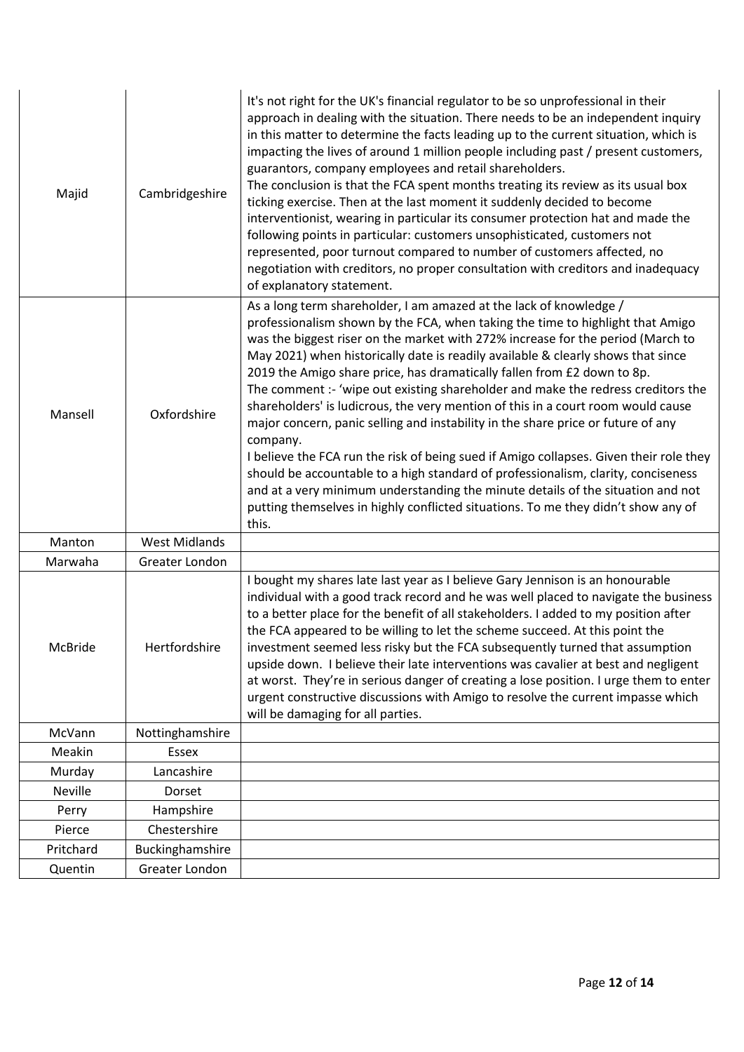| | | |
|---|---|---|
| Majid | Cambridgeshire | It's not right for the UK's financial regulator to be so unprofessional in their approach in dealing with the situation. There needs to be an independent inquiry in this matter to determine the facts leading up to the current situation, which is impacting the lives of around 1 million people including past / present customers, guarantors, company employees and retail shareholders.<br>The conclusion is that the FCA spent months treating its review as its usual box ticking exercise. Then at the last moment it suddenly decided to become interventionist, wearing in particular its consumer protection hat and made the following points in particular: customers unsophisticated, customers not represented, poor turnout compared to number of customers affected, no negotiation with creditors, no proper consultation with creditors and inadequacy of explanatory statement. |
| Mansell | Oxfordshire | As a long term shareholder, I am amazed at the lack of knowledge / professionalism shown by the FCA, when taking the time to highlight that Amigo was the biggest riser on the market with 272% increase for the period (March to May 2021) when historically date is readily available & clearly shows that since 2019 the Amigo share price, has dramatically fallen from £2 down to 8p.<br>The comment :- 'wipe out existing shareholder and make the redress creditors the shareholders' is ludicrous, the very mention of this in a court room would cause major concern, panic selling and instability in the share price or future of any company.<br>I believe the FCA run the risk of being sued if Amigo collapses. Given their role they should be accountable to a high standard of professionalism, clarity, conciseness and at a very minimum understanding the minute details of the situation and not putting themselves in highly conflicted situations. To me they didn't show any of this. |
| Manton | West Midlands | |
| Marwaha | Greater London | |
| McBride | Hertfordshire | I bought my shares late last year as I believe Gary Jennison is an honourable individual with a good track record and he was well placed to navigate the business to a better place for the benefit of all stakeholders. I added to my position after the FCA appeared to be willing to let the scheme succeed. At this point the investment seemed less risky but the FCA subsequently turned that assumption upside down. I believe their late interventions was cavalier at best and negligent at worst. They're in serious danger of creating a lose position. I urge them to enter urgent constructive discussions with Amigo to resolve the current impasse which will be damaging for all parties. |
| McVann | Nottinghamshire | |
| Meakin | Essex | |
| Murday | Lancashire | |
| Neville | Dorset | |
| Perry | Hampshire | |
| Pierce | Chestershire | |
| Pritchard | Buckinghamshire | |
| Quentin | Greater London | |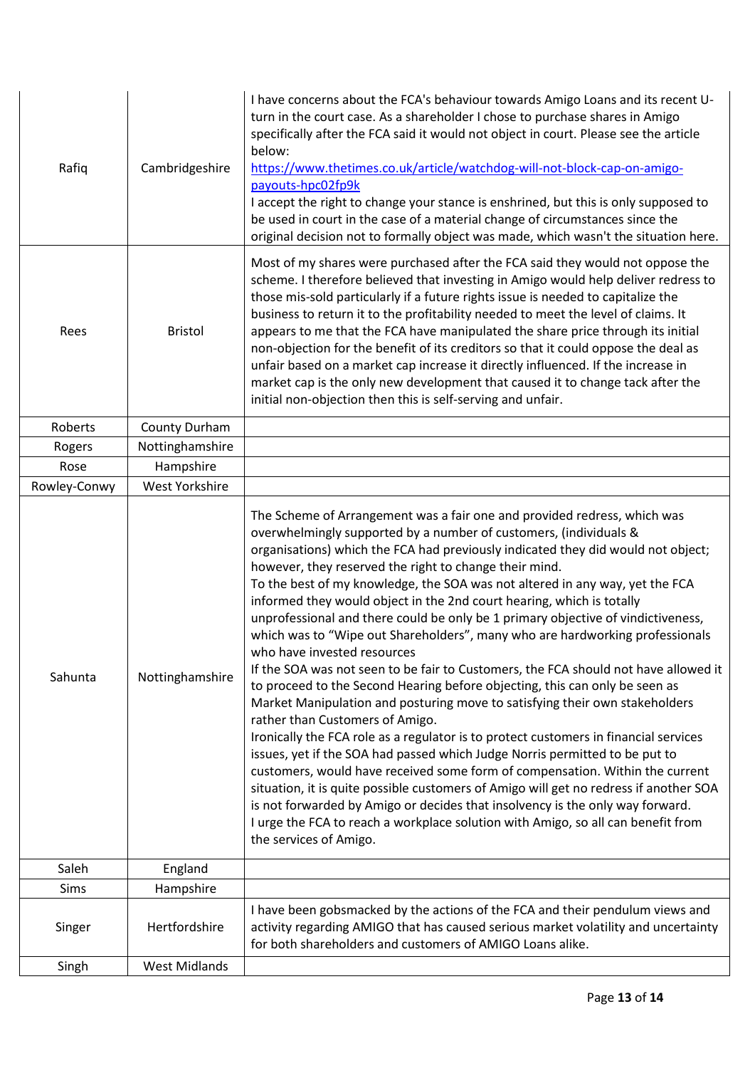| | | |
|---|---|---|
| Rafiq | Cambridgeshire | I have concerns about the FCA's behaviour towards Amigo Loans and its recent U-turn in the court case. As a shareholder I chose to purchase shares in Amigo specifically after the FCA said it would not object in court. Please see the article below: [https://www.thetimes.co.uk/article/watchdog-will-not-block-cap-on-amigo-payouts-hpc02fp9k](https://www.thetimes.co.uk/article/watchdog-will-not-block-cap-on-amigo-payouts-hpc02fp9k) I accept the right to change your stance is enshrined, but this is only supposed to be used in court in the case of a material change of circumstances since the original decision not to formally object was made, which wasn't the situation here. |
| Rees | Bristol | Most of my shares were purchased after the FCA said they would not oppose the scheme. I therefore believed that investing in Amigo would help deliver redress to those mis-sold particularly if a future rights issue is needed to capitalize the business to return it to the profitability needed to meet the level of claims. It appears to me that the FCA have manipulated the share price through its initial non-objection for the benefit of its creditors so that it could oppose the deal as unfair based on a market cap increase it directly influenced. If the increase in market cap is the only new development that caused it to change tack after the initial non-objection then this is self-serving and unfair. |
| Roberts | County Durham | |
| Rogers | Nottinghamshire | |
| Rose | Hampshire | |
| Rowley-Conwy | West Yorkshire | |
| Sahunta | Nottinghamshire | The Scheme of Arrangement was a fair one and provided redress, which was overwhelmingly supported by a number of customers, (individuals & organisations) which the FCA had previously indicated they did would not object; however, they reserved the right to change their mind. To the best of my knowledge, the SOA was not altered in any way, yet the FCA informed they would object in the 2nd court hearing, which is totally unprofessional and there could be only be 1 primary objective of vindictiveness, which was to "Wipe out Shareholders", many who are hardworking professionals who have invested resources If the SOA was not seen to be fair to Customers, the FCA should not have allowed it to proceed to the Second Hearing before objecting, this can only be seen as Market Manipulation and posturing move to satisfying their own stakeholders rather than Customers of Amigo. Ironically the FCA role as a regulator is to protect customers in financial services issues, yet if the SOA had passed which Judge Norris permitted to be put to customers, would have received some form of compensation. Within the current situation, it is quite possible customers of Amigo will get no redress if another SOA is not forwarded by Amigo or decides that insolvency is the only way forward. I urge the FCA to reach a workplace solution with Amigo, so all can benefit from the services of Amigo. |
| Saleh | England | |
| Sims | Hampshire | |
| Singer | Hertfordshire | I have been gobsmacked by the actions of the FCA and their pendulum views and activity regarding AMIGO that has caused serious market volatility and uncertainty for both shareholders and customers of AMIGO Loans alike. |
| Singh | West Midlands | |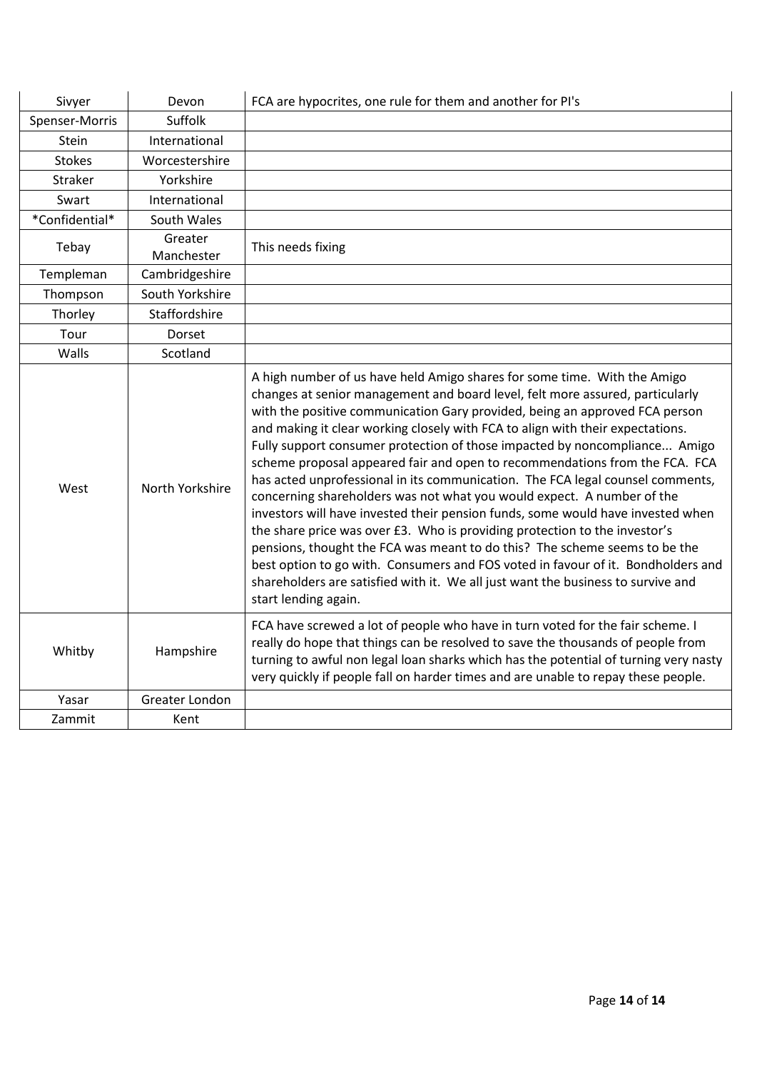| | | |
|---|---|---|
| Sivyer | Devon | FCA are hypocrites, one rule for them and another for PI's |
| Spenser-Morris | Suffolk | |
| Stein | International | |
| Stokes | Worcestershire | |
| Straker | Yorkshire | |
| Swart | International | |
| *Confidential* | South Wales | |
| Tebay | Greater Manchester | This needs fixing |
| Templeman | Cambridgeshire | |
| Thompson | South Yorkshire | |
| Thorley | Staffordshire | |
| Tour | Dorset | |
| Walls | Scotland | |
| West | North Yorkshire | A high number of us have held Amigo shares for some time. With the Amigo changes at senior management and board level, felt more assured, particularly with the positive communication Gary provided, being an approved FCA person and making it clear working closely with FCA to align with their expectations. Fully support consumer protection of those impacted by noncompliance... Amigo scheme proposal appeared fair and open to recommendations from the FCA. FCA has acted unprofessional in its communication. The FCA legal counsel comments, concerning shareholders was not what you would expect. A number of the investors will have invested their pension funds, some would have invested when the share price was over £3. Who is providing protection to the investor's pensions, thought the FCA was meant to do this? The scheme seems to be the best option to go with. Consumers and FOS voted in favour of it. Bondholders and shareholders are satisfied with it. We all just want the business to survive and start lending again. |
| Whitby | Hampshire | FCA have screwed a lot of people who have in turn voted for the fair scheme. I really do hope that things can be resolved to save the thousands of people from turning to awful non legal loan sharks which has the potential of turning very nasty very quickly if people fall on harder times and are unable to repay these people. |
| Yasar | Greater London | |
| Zammit | Kent | |